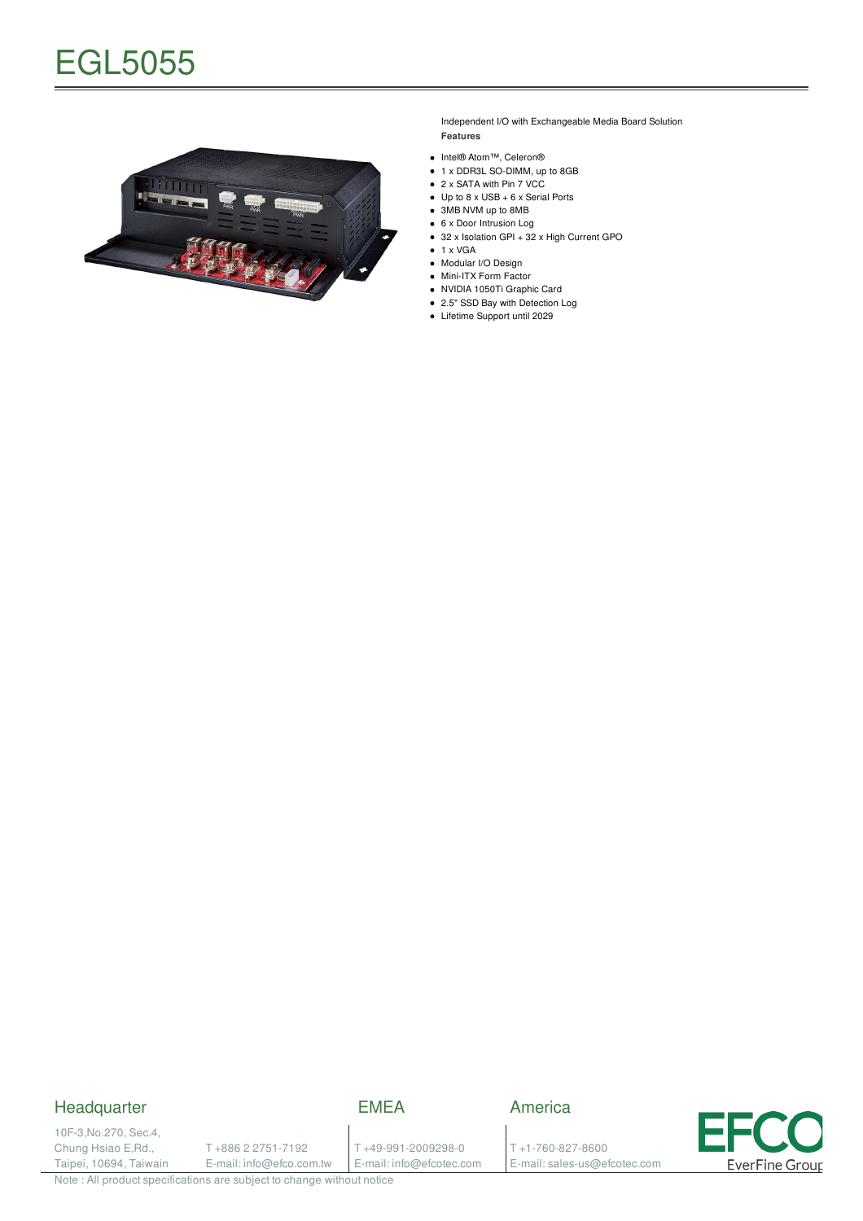# EGL5055

Independent I/O with Exchangeable Media Board Solution

**Features**

- Intel® Atom™, Celeron®
- 1 x DDR3L SO-DIMM, up to 8GB
- 2 x SATA with Pin 7 VCC
- Up to 8 x USB + 6 x Serial Ports
- 3MB NVM up to 8MB
- 6 x Door Intrusion Log
- 32 x Isolation GPI + 32 x High Current GPO
- 1 x VGA
- Modular I/O Design
- Mini-ITX Form Factor
- NVIDIA 1050Ti Graphic Card
- 2.5" SSD Bay with Detection Log
- Lifetime Support until 2029

## Headquarter

10F-3,No.270, Sec.4,
Chung Hsiao E,Rd.,
Taipei, 10694, Taiwain

T +886 2 2751-7192
E-mail: info@efco.com.tw

## EMEA

T +49-991-2009298-0
E-mail: info@efcotec.com

## America

T +1-760-827-8600
E-mail: sales-us@efcotec.com

EFCO EverFine Group

Note : All product specifications are subject to change without notice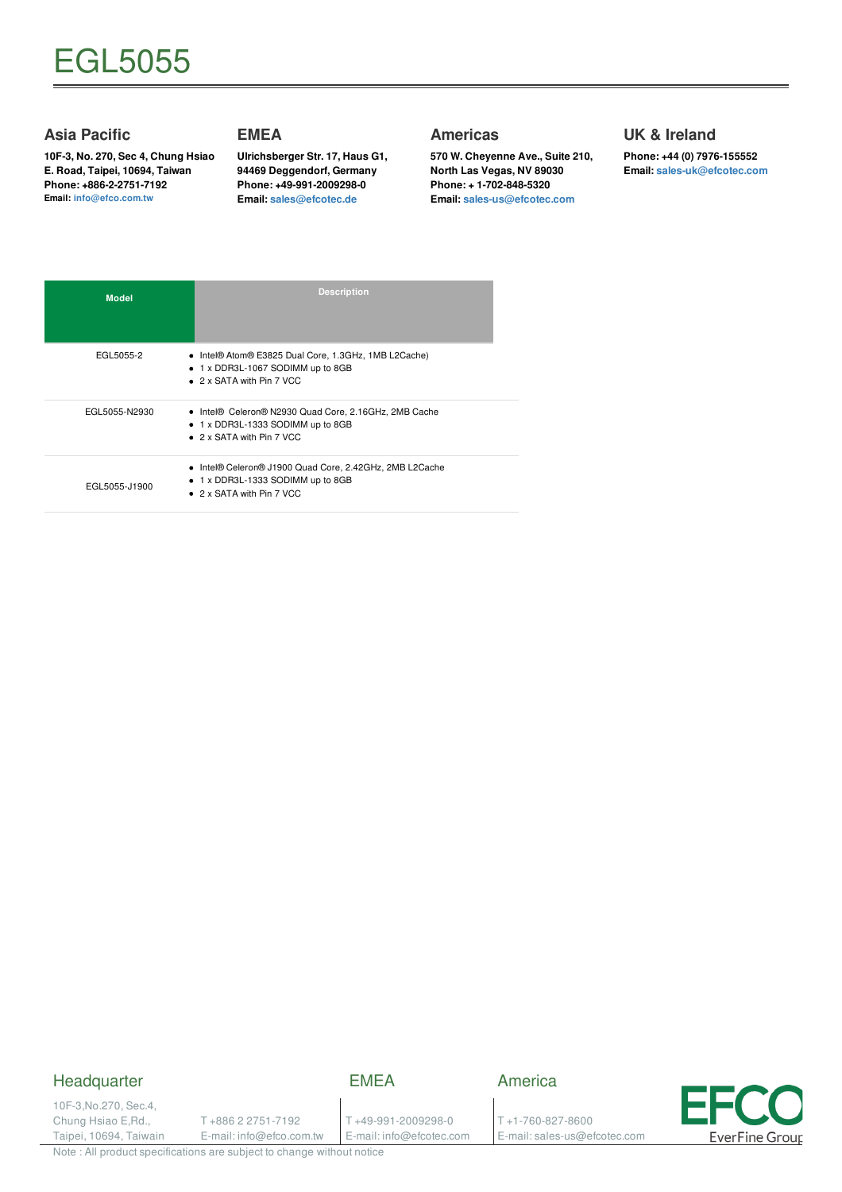# EGL5055

### Asia Pacific

**10F-3, No. 270, Sec 4, Chung Hsiao E. Road, Taipei, 10694, Taiwan**
**Phone: +886-2-2751-7192**
**Email: info@efco.com.tw**

### EMEA

**Ulrichsberger Str. 17, Haus G1, 94469 Deggendorf, Germany**
**Phone: +49-991-2009298-0**
**Email: sales@efcotec.de**

### Americas

**570 W. Cheyenne Ave., Suite 210, North Las Vegas, NV 89030**
**Phone: + 1-702-848-5320**
**Email: sales-us@efcotec.com**

### UK & Ireland

**Phone: +44 (0) 7976-155552**
**Email: sales-uk@efcotec.com**

| Model | Description |
|---|---|
| EGL5055-2 | • Intel® Atom® E3825 Dual Core, 1.3GHz, 1MB L2Cache)<br>• 1 x DDR3L-1067 SODIMM up to 8GB<br>• 2 x SATA with Pin 7 VCC |
| EGL5055-N2930 | • Intel® Celeron® N2930 Quad Core, 2.16GHz, 2MB Cache<br>• 1 x DDR3L-1333 SODIMM up to 8GB<br>• 2 x SATA with Pin 7 VCC |
| EGL5055-J1900 | • Intel® Celeron® J1900 Quad Core, 2.42GHz, 2MB L2Cache<br>• 1 x DDR3L-1333 SODIMM up to 8GB<br>• 2 x SATA with Pin 7 VCC |

### Headquarter

10F-3,No.270, Sec.4, Chung Hsiao E,Rd., Taipei, 10694, Taiwain
T +886 2 2751-7192
E-mail: info@efco.com.tw

### EMEA

T +49-991-2009298-0
E-mail: info@efcotec.com

### America

T +1-760-827-8600
E-mail: sales-us@efcotec.com

EFCO EverFine Group

Note : All product specifications are subject to change without notice